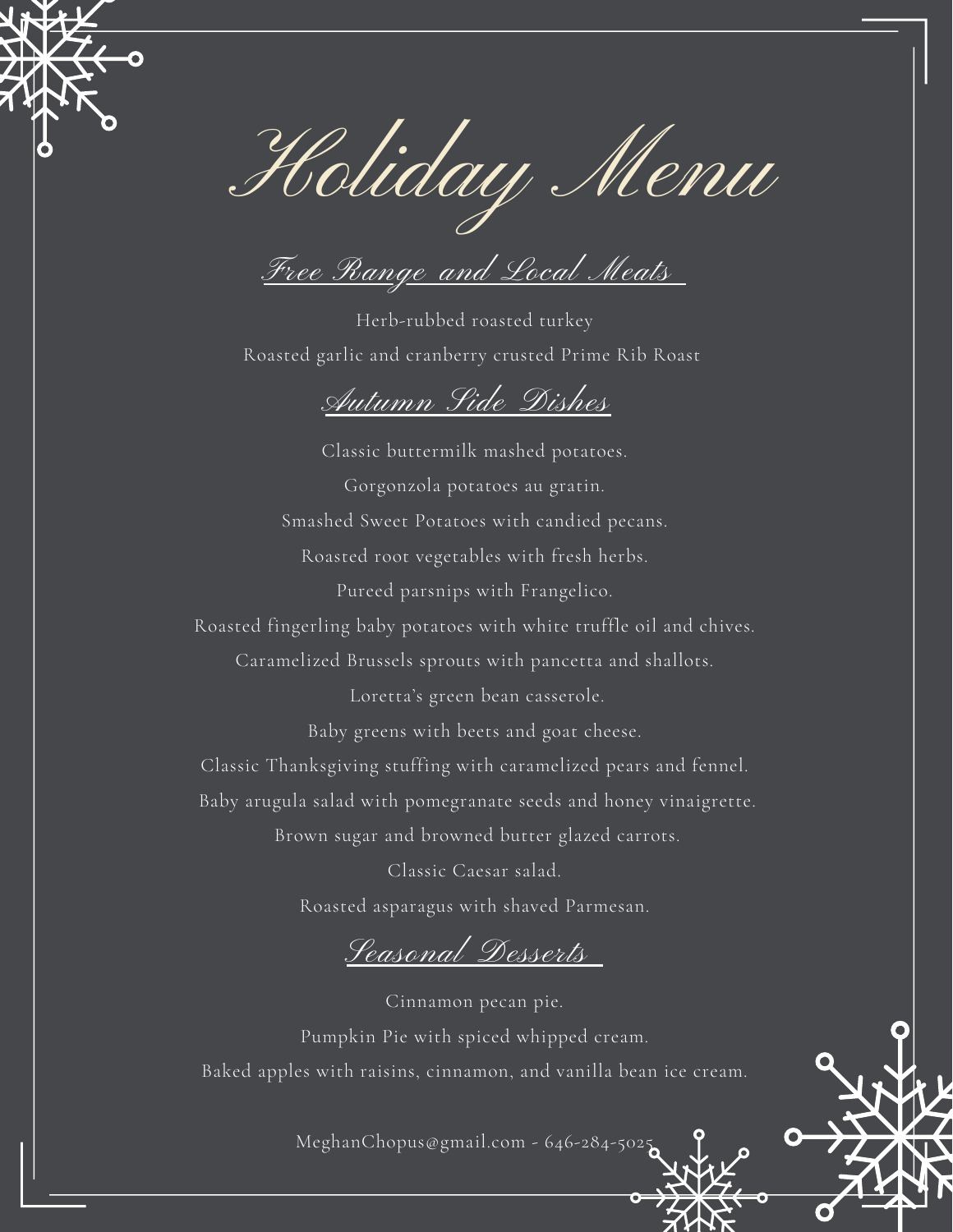# Holiday Menu

## Free Range and Local Meats

Herb-rubbed roasted turkey

Roasted garlic and cranberry crusted Prime Rib Roast

## Autumn Side Dishes

Classic buttermilk mashed potatoes.

Gorgonzola potatoes au gratin.

Smashed Sweet Potatoes with candied pecans.

Roasted root vegetables with fresh herbs.

Pureed parsnips with Frangelico.

Roasted fingerling baby potatoes with white truffle oil and chives.

Caramelized Brussels sprouts with pancetta and shallots.

Loretta's green bean casserole.

Baby greens with beets and goat cheese.

Classic Thanksgiving stuffing with caramelized pears and fennel.

Baby arugula salad with pomegranate seeds and honey vinaigrette.

Brown sugar and browned butter glazed carrots.

Classic Caesar salad.

Roasted asparagus with shaved Parmesan.

## Seasonal Desserts

Cinnamon pecan pie.

Pumpkin Pie with spiced whipped cream.

Baked apples with raisins, cinnamon, and vanilla bean ice cream.

MeghanChopus@gmail.com - 646-284-5025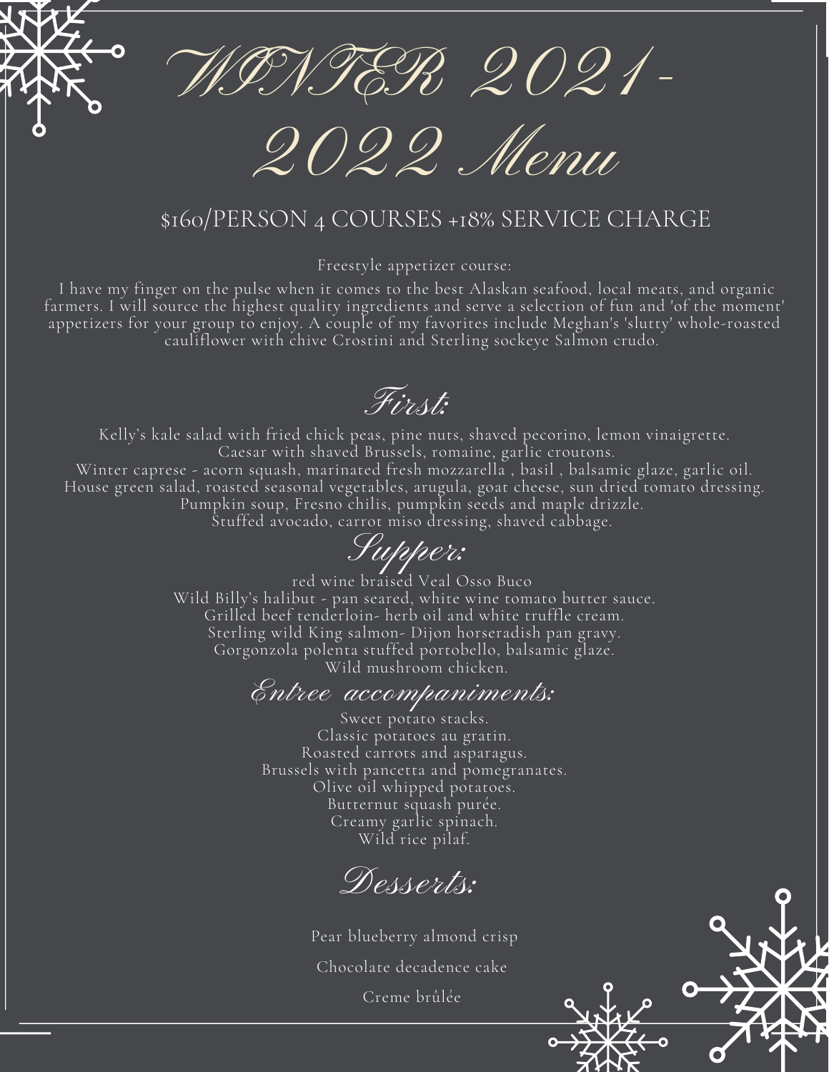# WINTER 2021-2022 Menu

## $160/PERSON 4 COURSES +18% SERVICE CHARGE

Freestyle appetizer course:

I have my finger on the pulse when it comes to the best Alaskan seafood, local meats, and organic farmers. I will source the highest quality ingredients and serve a selection of fun and 'of the moment' appetizers for your group to enjoy. A couple of my favorites include Meghan's 'slutty' whole-roasted cauliflower with chive Crostini and Sterling sockeye Salmon crudo.

## First:

Kelly's kale salad with fried chick peas, pine nuts, shaved pecorino, lemon vinaigrette.
Caesar with shaved Brussels, romaine, garlic croutons.
Winter caprese - acorn squash, marinated fresh mozzarella , basil , balsamic glaze, garlic oil.
House green salad, roasted seasonal vegetables, arugula, goat cheese, sun dried tomato dressing.
Pumpkin soup, Fresno chilis, pumpkin seeds and maple drizzle.
Stuffed avocado, carrot miso dressing, shaved cabbage.

## Supper:

red wine braised Veal Osso Buco
Wild Billy's halibut - pan seared, white wine tomato butter sauce.
Grilled beef tenderloin- herb oil and white truffle cream.
Sterling wild King salmon- Dijon horseradish pan gravy.
Gorgonzola polenta stuffed portobello, balsamic glaze.
Wild mushroom chicken.

## Entree accompaniments:

Sweet potato stacks.
Classic potatoes au gratin.
Roasted carrots and asparagus.
Brussels with pancetta and pomegranates.
Olive oil whipped potatoes.
Butternut squash purée.
Creamy garlic spinach.
Wild rice pilaf.

## Desserts:

Pear blueberry almond crisp

Chocolate decadence cake

Creme brûlée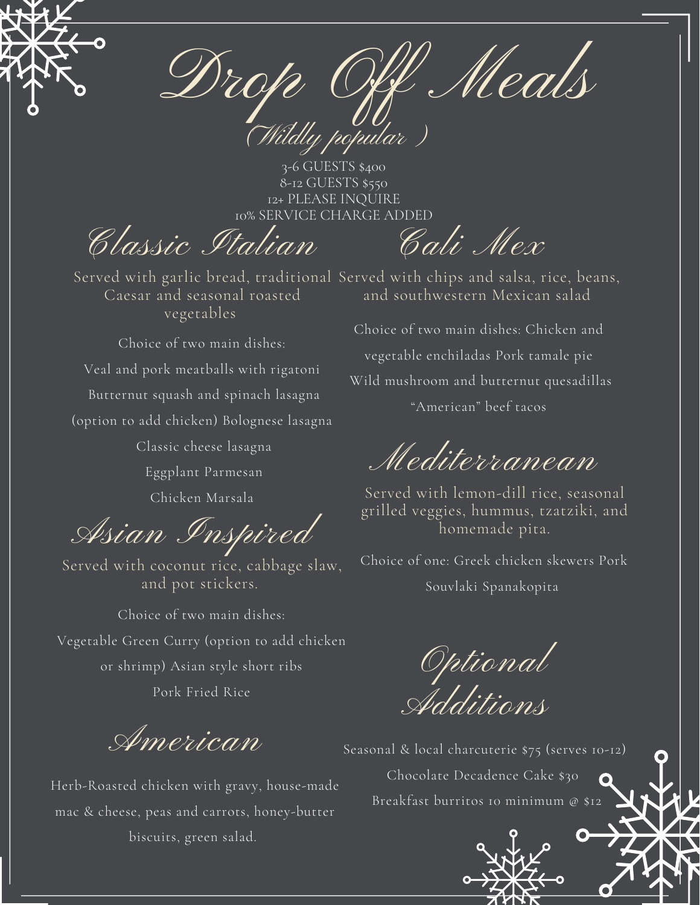# Drop Off Meals

*(Wildly popular )*

3-6 GUESTS $400
8-12 GUESTS $550
12+ PLEASE INQUIRE
10% SERVICE CHARGE ADDED

## Classic Italian

Served with garlic bread, traditional Caesar and seasonal roasted vegetables

Choice of two main dishes:

Veal and pork meatballs with rigatoni

Butternut squash and spinach lasagna (option to add chicken) Bolognese lasagna

Classic cheese lasagna

Eggplant Parmesan

Chicken Marsala

## Asian Inspired

Served with coconut rice, cabbage slaw, and pot stickers.

Choice of two main dishes:

Vegetable Green Curry (option to add chicken or shrimp) Asian style short ribs

Pork Fried Rice

## American

Herb-Roasted chicken with gravy, house-made mac & cheese, peas and carrots, honey-butter biscuits, green salad.

## Cali Mex

Served with chips and salsa, rice, beans, and southwestern Mexican salad

Choice of two main dishes: Chicken and vegetable enchiladas Pork tamale pie

Wild mushroom and butternut quesadillas

"American" beef tacos

## Mediterranean

Served with lemon-dill rice, seasonal grilled veggies, hummus, tzatziki, and homemade pita.

Choice of one: Greek chicken skewers Pork Souvlaki Spanakopita

## Optional Additions

Seasonal & local charcuterie $75 (serves 10-12)

Chocolate Decadence Cake $30

Breakfast burritos 10 minimum @ $12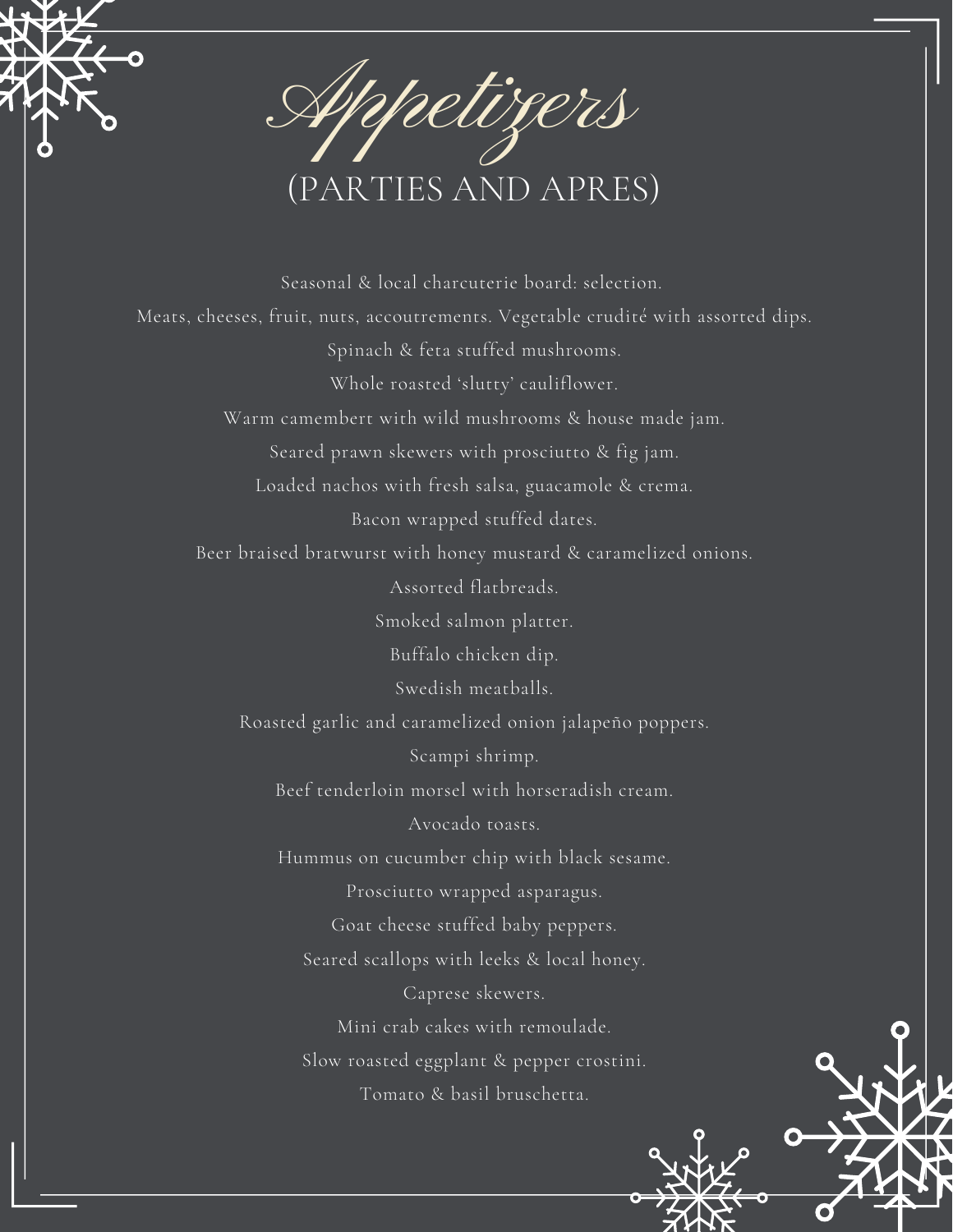# Appetizers

## (PARTIES AND APRES)

Seasonal & local charcuterie board: selection.

Meats, cheeses, fruit, nuts, accoutrements. Vegetable crudité with assorted dips.

Spinach & feta stuffed mushrooms.

Whole roasted 'slutty' cauliflower.

Warm camembert with wild mushrooms & house made jam.

Seared prawn skewers with prosciutto & fig jam.

Loaded nachos with fresh salsa, guacamole & crema.

Bacon wrapped stuffed dates.

Beer braised bratwurst with honey mustard & caramelized onions.

Assorted flatbreads.

Smoked salmon platter.

Buffalo chicken dip.

Swedish meatballs.

Roasted garlic and caramelized onion jalapeño poppers.

Scampi shrimp.

Beef tenderloin morsel with horseradish cream.

Avocado toasts.

Hummus on cucumber chip with black sesame.

Prosciutto wrapped asparagus.

Goat cheese stuffed baby peppers.

Seared scallops with leeks & local honey.

Caprese skewers.

Mini crab cakes with remoulade.

Slow roasted eggplant & pepper crostini.

Tomato & basil bruschetta.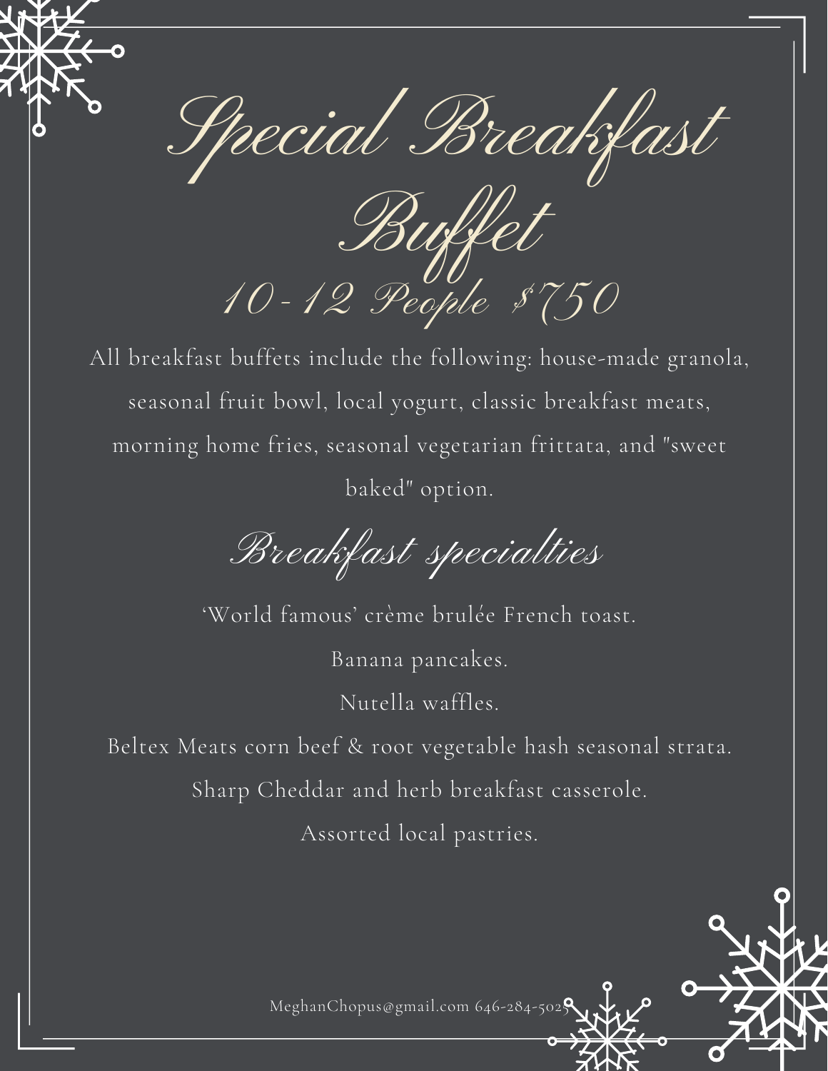# Special Breakfast Buffet

## 10-12 People $750

All breakfast buffets include the following: house-made granola, seasonal fruit bowl, local yogurt, classic breakfast meats, morning home fries, seasonal vegetarian frittata, and "sweet baked" option.

## Breakfast specialties

'World famous' crème brulée French toast.

Banana pancakes.

Nutella waffles.

Beltex Meats corn beef & root vegetable hash seasonal strata.

Sharp Cheddar and herb breakfast casserole.

Assorted local pastries.

MeghanChopus@gmail.com 646-284-5025